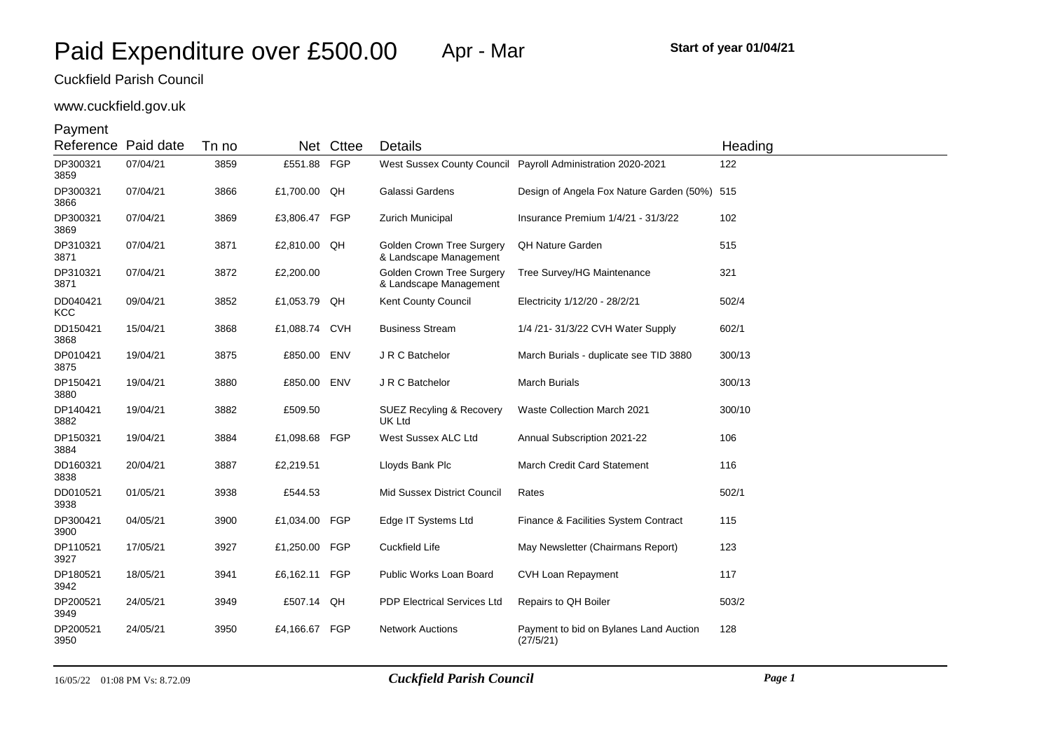# Paid Expenditure over £500.00 Apr - Mar

**Start of year 01/04/21**

Cuckfield Parish Council

www.cuckfield.gov.uk

| Payment Reference | Paid date | Tn no | Net | Cttee | Details | | Heading |
|---|---|---|---|---|---|---|---|
| DP300321 3859 | 07/04/21 | 3859 | £551.88 | FGP | West Sussex County Council | Payroll Administration 2020-2021 | 122 |
| DP300321 3866 | 07/04/21 | 3866 | £1,700.00 | QH | Galassi Gardens | Design of Angela Fox Nature Garden (50%) | 515 |
| DP300321 3869 | 07/04/21 | 3869 | £3,806.47 | FGP | Zurich Municipal | Insurance Premium 1/4/21 - 31/3/22 | 102 |
| DP310321 3871 | 07/04/21 | 3871 | £2,810.00 | QH | Golden Crown Tree Surgery & Landscape Management | QH Nature Garden | 515 |
| DP310321 3871 | 07/04/21 | 3872 | £2,200.00 | | Golden Crown Tree Surgery & Landscape Management | Tree Survey/HG Maintenance | 321 |
| DD040421 KCC | 09/04/21 | 3852 | £1,053.79 | QH | Kent County Council | Electricity 1/12/20 - 28/2/21 | 502/4 |
| DD150421 3868 | 15/04/21 | 3868 | £1,088.74 | CVH | Business Stream | 1/4 /21- 31/3/22 CVH Water Supply | 602/1 |
| DP010421 3875 | 19/04/21 | 3875 | £850.00 | ENV | J R C Batchelor | March Burials - duplicate see TID 3880 | 300/13 |
| DP150421 3880 | 19/04/21 | 3880 | £850.00 | ENV | J R C Batchelor | March Burials | 300/13 |
| DP140421 3882 | 19/04/21 | 3882 | £509.50 | | SUEZ Recyling & Recovery UK Ltd | Waste Collection March 2021 | 300/10 |
| DP150321 3884 | 19/04/21 | 3884 | £1,098.68 | FGP | West Sussex ALC Ltd | Annual Subscription 2021-22 | 106 |
| DD160321 3838 | 20/04/21 | 3887 | £2,219.51 | | Lloyds Bank Plc | March Credit Card Statement | 116 |
| DD010521 3938 | 01/05/21 | 3938 | £544.53 | | Mid Sussex District Council | Rates | 502/1 |
| DP300421 3900 | 04/05/21 | 3900 | £1,034.00 | FGP | Edge IT Systems Ltd | Finance & Facilities System Contract | 115 |
| DP110521 3927 | 17/05/21 | 3927 | £1,250.00 | FGP | Cuckfield Life | May Newsletter (Chairmans Report) | 123 |
| DP180521 3942 | 18/05/21 | 3941 | £6,162.11 | FGP | Public Works Loan Board | CVH Loan Repayment | 117 |
| DP200521 3949 | 24/05/21 | 3949 | £507.14 | QH | PDP Electrical Services Ltd | Repairs to QH Boiler | 503/2 |
| DP200521 3950 | 24/05/21 | 3950 | £4,166.67 | FGP | Network Auctions | Payment to bid on Bylanes Land Auction (27/5/21) | 128 |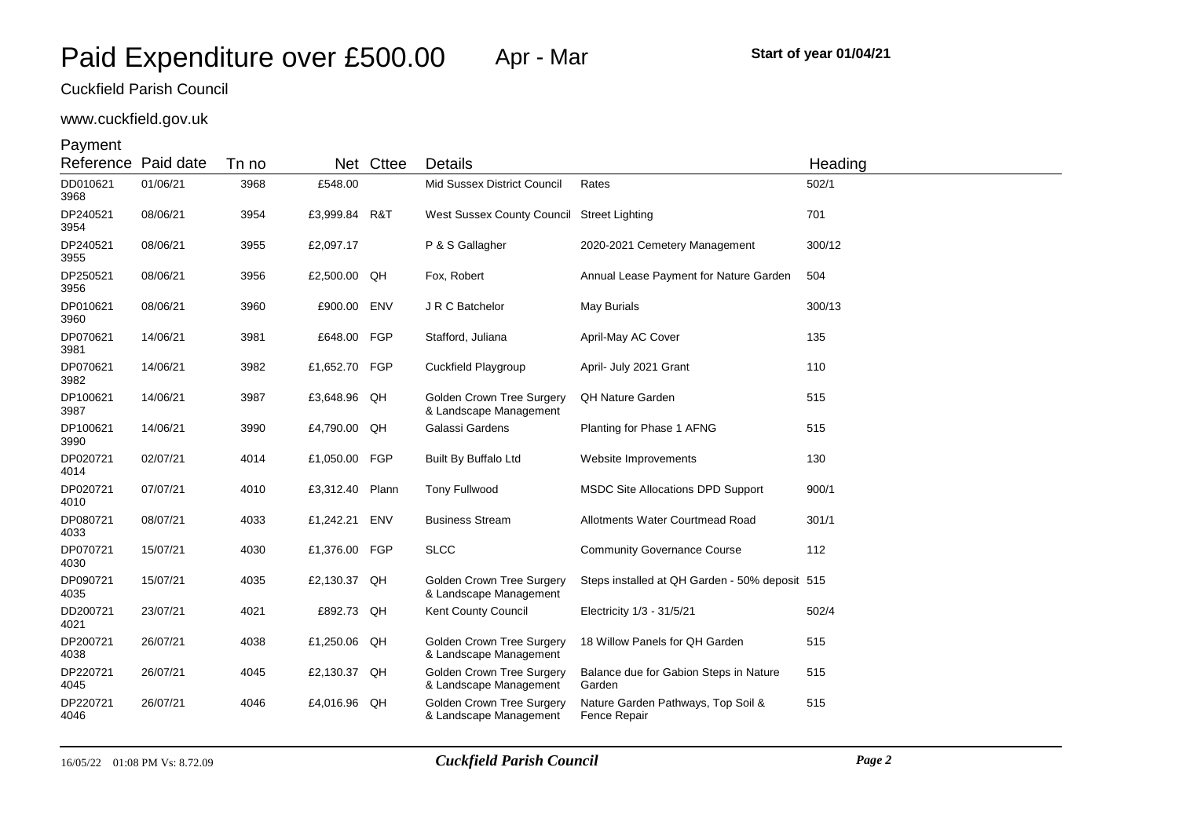# Paid Expenditure over £500.00 Apr - Mar

**Start of year 01/04/21**

Cuckfield Parish Council

www.cuckfield.gov.uk

| Payment Reference | Paid date | Tn no | Net | Cttee | Details | | Heading |
|---|---|---|---|---|---|---|---|
| DD010621 3968 | 01/06/21 | 3968 | £548.00 | | Mid Sussex District Council | Rates | 502/1 |
| DP240521 3954 | 08/06/21 | 3954 | £3,999.84 | R&T | West Sussex County Council | Street Lighting | 701 |
| DP240521 3955 | 08/06/21 | 3955 | £2,097.17 | | P & S Gallagher | 2020-2021 Cemetery Management | 300/12 |
| DP250521 3956 | 08/06/21 | 3956 | £2,500.00 | QH | Fox, Robert | Annual Lease Payment for Nature Garden | 504 |
| DP010621 3960 | 08/06/21 | 3960 | £900.00 | ENV | J R C Batchelor | May Burials | 300/13 |
| DP070621 3981 | 14/06/21 | 3981 | £648.00 | FGP | Stafford, Juliana | April-May AC Cover | 135 |
| DP070621 3982 | 14/06/21 | 3982 | £1,652.70 | FGP | Cuckfield Playgroup | April- July 2021 Grant | 110 |
| DP100621 3987 | 14/06/21 | 3987 | £3,648.96 | QH | Golden Crown Tree Surgery & Landscape Management | QH Nature Garden | 515 |
| DP100621 3990 | 14/06/21 | 3990 | £4,790.00 | QH | Galassi Gardens | Planting for Phase 1 AFNG | 515 |
| DP020721 4014 | 02/07/21 | 4014 | £1,050.00 | FGP | Built By Buffalo Ltd | Website Improvements | 130 |
| DP020721 4010 | 07/07/21 | 4010 | £3,312.40 | Plann | Tony Fullwood | MSDC Site Allocations DPD Support | 900/1 |
| DP080721 4033 | 08/07/21 | 4033 | £1,242.21 | ENV | Business Stream | Allotments Water Courtmead Road | 301/1 |
| DP070721 4030 | 15/07/21 | 4030 | £1,376.00 | FGP | SLCC | Community Governance Course | 112 |
| DP090721 4035 | 15/07/21 | 4035 | £2,130.37 | QH | Golden Crown Tree Surgery & Landscape Management | Steps installed at QH Garden - 50% deposit | 515 |
| DD200721 4021 | 23/07/21 | 4021 | £892.73 | QH | Kent County Council | Electricity 1/3 - 31/5/21 | 502/4 |
| DP200721 4038 | 26/07/21 | 4038 | £1,250.06 | QH | Golden Crown Tree Surgery & Landscape Management | 18 Willow Panels for QH Garden | 515 |
| DP220721 4045 | 26/07/21 | 4045 | £2,130.37 | QH | Golden Crown Tree Surgery & Landscape Management | Balance due for Gabion Steps in Nature Garden | 515 |
| DP220721 4046 | 26/07/21 | 4046 | £4,016.96 | QH | Golden Crown Tree Surgery & Landscape Management | Nature Garden Pathways, Top Soil & Fence Repair | 515 |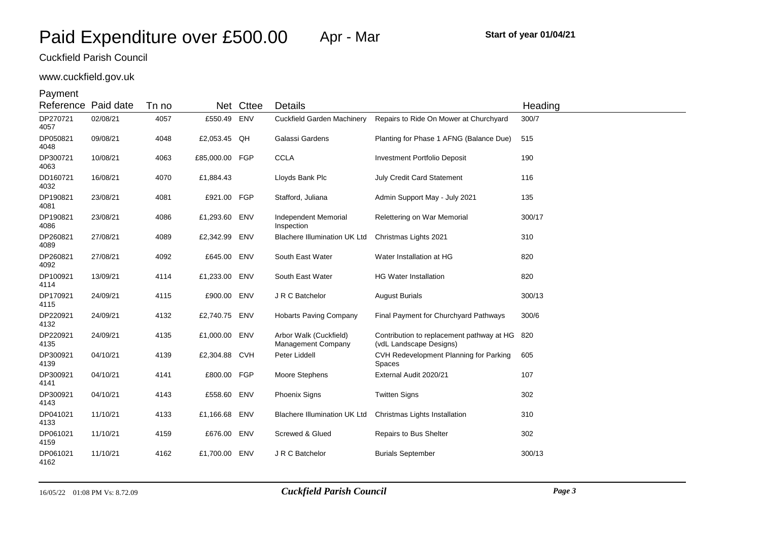# Paid Expenditure over £500.00 Apr - Mar

**Start of year 01/04/21**

Cuckfield Parish Council

www.cuckfield.gov.uk

| Payment Reference | Paid date | Tn no | Net | Cttee | Details | | Heading |
|---|---|---|---|---|---|---|---|
| DP270721 4057 | 02/08/21 | 4057 | £550.49 | ENV | Cuckfield Garden Machinery | Repairs to Ride On Mower at Churchyard | 300/7 |
| DP050821 4048 | 09/08/21 | 4048 | £2,053.45 | QH | Galassi Gardens | Planting for Phase 1 AFNG (Balance Due) | 515 |
| DP300721 4063 | 10/08/21 | 4063 | £85,000.00 | FGP | CCLA | Investment Portfolio Deposit | 190 |
| DD160721 4032 | 16/08/21 | 4070 | £1,884.43 | | Lloyds Bank Plc | July Credit Card Statement | 116 |
| DP190821 4081 | 23/08/21 | 4081 | £921.00 | FGP | Stafford, Juliana | Admin Support May - July 2021 | 135 |
| DP190821 4086 | 23/08/21 | 4086 | £1,293.60 | ENV | Independent Memorial Inspection | Relettering on War Memorial | 300/17 |
| DP260821 4089 | 27/08/21 | 4089 | £2,342.99 | ENV | Blachere Illumination UK Ltd | Christmas Lights 2021 | 310 |
| DP260821 4092 | 27/08/21 | 4092 | £645.00 | ENV | South East Water | Water Installation at HG | 820 |
| DP100921 4114 | 13/09/21 | 4114 | £1,233.00 | ENV | South East Water | HG Water Installation | 820 |
| DP170921 4115 | 24/09/21 | 4115 | £900.00 | ENV | J R C Batchelor | August Burials | 300/13 |
| DP220921 4132 | 24/09/21 | 4132 | £2,740.75 | ENV | Hobarts Paving Company | Final Payment for Churchyard Pathways | 300/6 |
| DP220921 4135 | 24/09/21 | 4135 | £1,000.00 | ENV | Arbor Walk (Cuckfield) Management Company | Contribution to replacement pathway at HG (vdL Landscape Designs) | 820 |
| DP300921 4139 | 04/10/21 | 4139 | £2,304.88 | CVH | Peter Liddell | CVH Redevelopment Planning for Parking Spaces | 605 |
| DP300921 4141 | 04/10/21 | 4141 | £800.00 | FGP | Moore Stephens | External Audit 2020/21 | 107 |
| DP300921 4143 | 04/10/21 | 4143 | £558.60 | ENV | Phoenix Signs | Twitten Signs | 302 |
| DP041021 4133 | 11/10/21 | 4133 | £1,166.68 | ENV | Blachere Illumination UK Ltd | Christmas Lights Installation | 310 |
| DP061021 4159 | 11/10/21 | 4159 | £676.00 | ENV | Screwed & Glued | Repairs to Bus Shelter | 302 |
| DP061021 4162 | 11/10/21 | 4162 | £1,700.00 | ENV | J R C Batchelor | Burials September | 300/13 |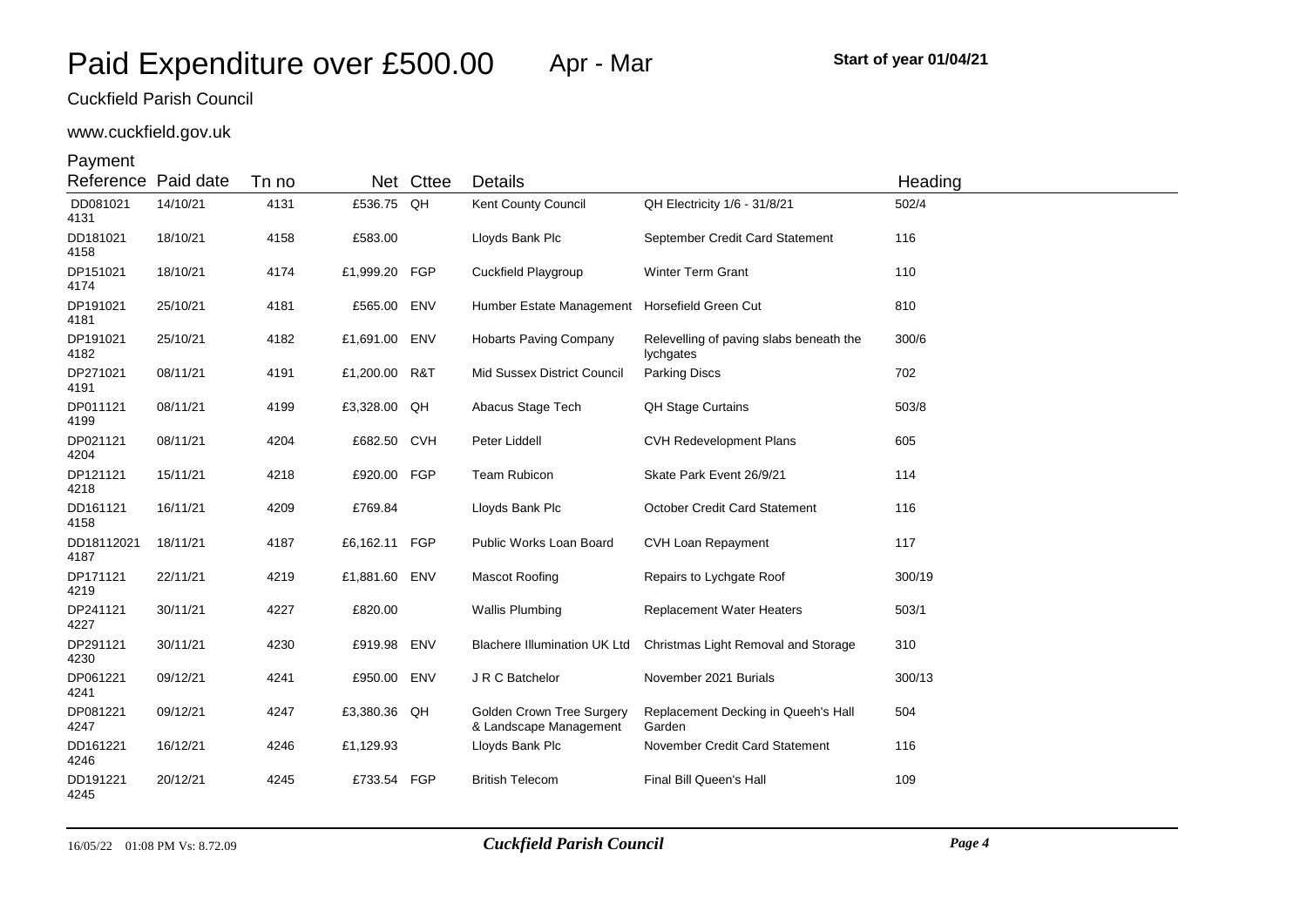# Paid Expenditure over £500.00 Apr - Mar

**Start of year 01/04/21**

Cuckfield Parish Council

www.cuckfield.gov.uk

| Payment Reference | Paid date | Tn no | Net | Cttee | Details | | Heading |
|---|---|---|---|---|---|---|---|
| DD081021 4131 | 14/10/21 | 4131 | £536.75 | QH | Kent County Council | QH Electricity 1/6 - 31/8/21 | 502/4 |
| DD181021 4158 | 18/10/21 | 4158 | £583.00 | | Lloyds Bank Plc | September Credit Card Statement | 116 |
| DP151021 4174 | 18/10/21 | 4174 | £1,999.20 | FGP | Cuckfield Playgroup | Winter Term Grant | 110 |
| DP191021 4181 | 25/10/21 | 4181 | £565.00 | ENV | Humber Estate Management | Horsefield Green Cut | 810 |
| DP191021 4182 | 25/10/21 | 4182 | £1,691.00 | ENV | Hobarts Paving Company | Relevelling of paving slabs beneath the lychgates | 300/6 |
| DP271021 4191 | 08/11/21 | 4191 | £1,200.00 | R&T | Mid Sussex District Council | Parking Discs | 702 |
| DP011121 4199 | 08/11/21 | 4199 | £3,328.00 | QH | Abacus Stage Tech | QH Stage Curtains | 503/8 |
| DP021121 4204 | 08/11/21 | 4204 | £682.50 | CVH | Peter Liddell | CVH Redevelopment Plans | 605 |
| DP121121 4218 | 15/11/21 | 4218 | £920.00 | FGP | Team Rubicon | Skate Park Event 26/9/21 | 114 |
| DD161121 4158 | 16/11/21 | 4209 | £769.84 | | Lloyds Bank Plc | October Credit Card Statement | 116 |
| DD18112021 4187 | 18/11/21 | 4187 | £6,162.11 | FGP | Public Works Loan Board | CVH Loan Repayment | 117 |
| DP171121 4219 | 22/11/21 | 4219 | £1,881.60 | ENV | Mascot Roofing | Repairs to Lychgate Roof | 300/19 |
| DP241121 4227 | 30/11/21 | 4227 | £820.00 | | Wallis Plumbing | Replacement Water Heaters | 503/1 |
| DP291121 4230 | 30/11/21 | 4230 | £919.98 | ENV | Blachere Illumination UK Ltd | Christmas Light Removal and Storage | 310 |
| DP061221 4241 | 09/12/21 | 4241 | £950.00 | ENV | J R C Batchelor | November 2021 Burials | 300/13 |
| DP081221 4247 | 09/12/21 | 4247 | £3,380.36 | QH | Golden Crown Tree Surgery & Landscape Management | Replacement Decking in Queeh's Hall Garden | 504 |
| DD161221 4246 | 16/12/21 | 4246 | £1,129.93 | | Lloyds Bank Plc | November Credit Card Statement | 116 |
| DD191221 4245 | 20/12/21 | 4245 | £733.54 | FGP | British Telecom | Final Bill Queen's Hall | 109 |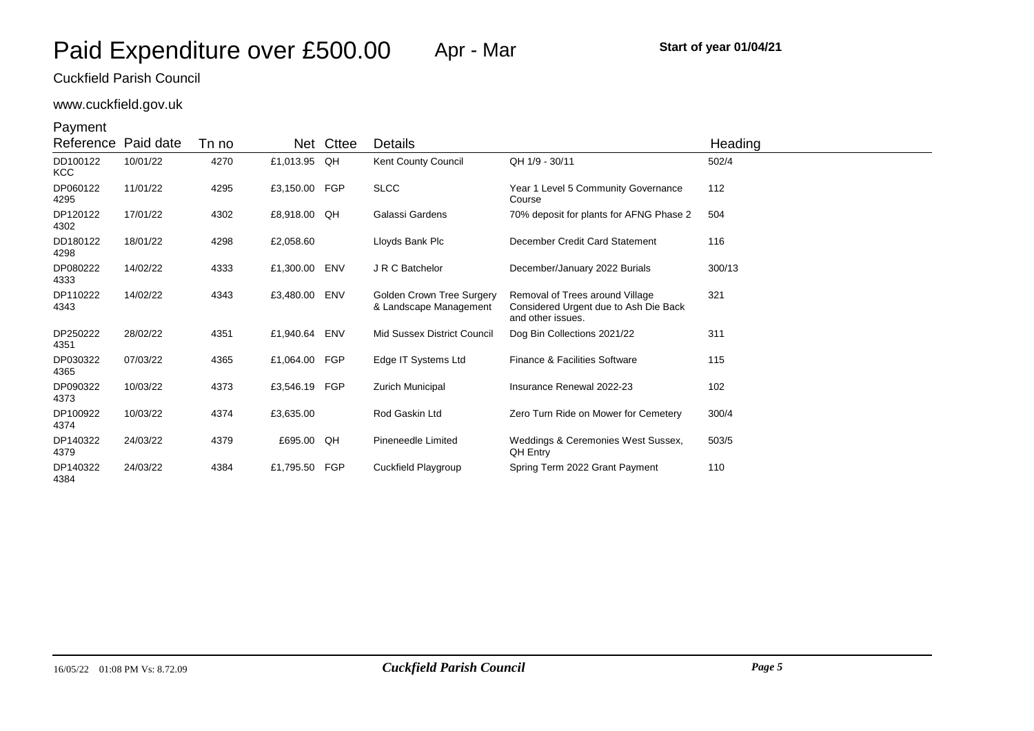# Paid Expenditure over £500.00 Apr - Mar

**Start of year 01/04/21**

Cuckfield Parish Council

www.cuckfield.gov.uk

| Payment Reference | Paid date | Tn no | Net | Cttee | Details | | Heading |
|---|---|---|---|---|---|---|---|
| DD100122 KCC | 10/01/22 | 4270 | £1,013.95 | QH | Kent County Council | QH 1/9 - 30/11 | 502/4 |
| DP060122 4295 | 11/01/22 | 4295 | £3,150.00 | FGP | SLCC | Year 1 Level 5 Community Governance Course | 112 |
| DP120122 4302 | 17/01/22 | 4302 | £8,918.00 | QH | Galassi Gardens | 70% deposit for plants for AFNG Phase 2 | 504 |
| DD180122 4298 | 18/01/22 | 4298 | £2,058.60 | | Lloyds Bank Plc | December Credit Card Statement | 116 |
| DP080222 4333 | 14/02/22 | 4333 | £1,300.00 | ENV | J R C Batchelor | December/January 2022 Burials | 300/13 |
| DP110222 4343 | 14/02/22 | 4343 | £3,480.00 | ENV | Golden Crown Tree Surgery & Landscape Management | Removal of Trees around Village Considered Urgent due to Ash Die Back and other issues. | 321 |
| DP250222 4351 | 28/02/22 | 4351 | £1,940.64 | ENV | Mid Sussex District Council | Dog Bin Collections 2021/22 | 311 |
| DP030322 4365 | 07/03/22 | 4365 | £1,064.00 | FGP | Edge IT Systems Ltd | Finance & Facilities Software | 115 |
| DP090322 4373 | 10/03/22 | 4373 | £3,546.19 | FGP | Zurich Municipal | Insurance Renewal 2022-23 | 102 |
| DP100922 4374 | 10/03/22 | 4374 | £3,635.00 | | Rod Gaskin Ltd | Zero Turn Ride on Mower for Cemetery | 300/4 |
| DP140322 4379 | 24/03/22 | 4379 | £695.00 | QH | Pineneedle Limited | Weddings & Ceremonies West Sussex, QH Entry | 503/5 |
| DP140322 4384 | 24/03/22 | 4384 | £1,795.50 | FGP | Cuckfield Playgroup | Spring Term 2022 Grant Payment | 110 |